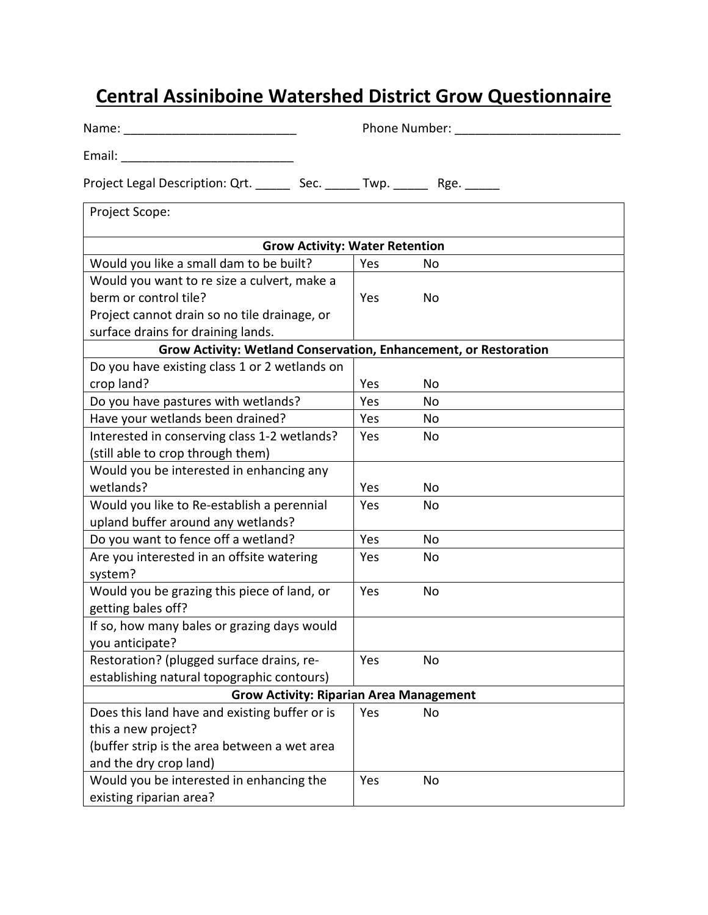# Central Assiniboine Watershed District Grow Questionnaire

Name: _________________________ Phone Number: ________________________

Email: _________________________

Project Legal Description: Qrt. _____ Sec. _____ Twp. _____ Rge. _____

| Project Scope: | |
|---|---|
| **Grow Activity: Water Retention** | |
| Would you like a small dam to be built? | Yes No |
| Would you want to re size a culvert, make a berm or control tile? Project cannot drain so no tile drainage, or surface drains for draining lands. | Yes No |
| **Grow Activity: Wetland Conservation, Enhancement, or Restoration** | |
| Do you have existing class 1 or 2 wetlands on crop land? | Yes No |
| Do you have pastures with wetlands? | Yes No |
| Have your wetlands been drained? | Yes No |
| Interested in conserving class 1-2 wetlands? (still able to crop through them) | Yes No |
| Would you be interested in enhancing any wetlands? | Yes No |
| Would you like to Re-establish a perennial upland buffer around any wetlands? | Yes No |
| Do you want to fence off a wetland? | Yes No |
| Are you interested in an offsite watering system? | Yes No |
| Would you be grazing this piece of land, or getting bales off? | Yes No |
| If so, how many bales or grazing days would you anticipate? | |
| Restoration? (plugged surface drains, re-establishing natural topographic contours) | Yes No |
| **Grow Activity: Riparian Area Management** | |
| Does this land have and existing buffer or is this a new project? (buffer strip is the area between a wet area and the dry crop land) | Yes No |
| Would you be interested in enhancing the existing riparian area? | Yes No |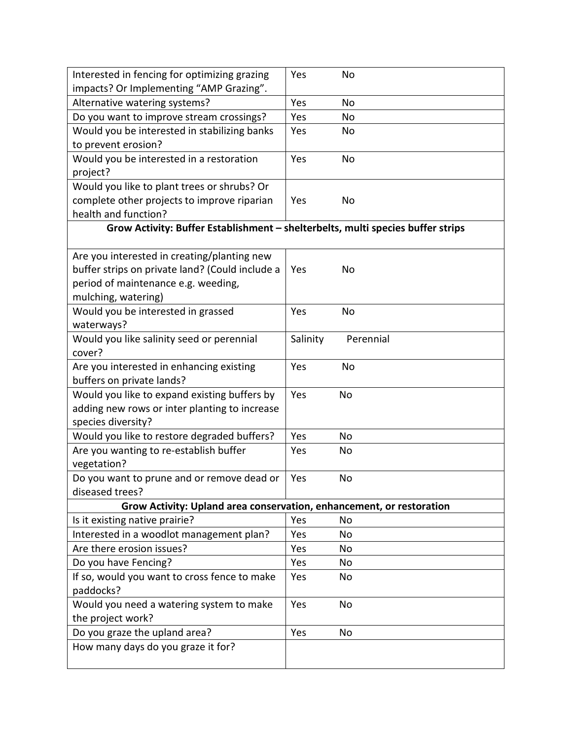| Question | Response | |
|---|---|---|
| Interested in fencing for optimizing grazing impacts? Or Implementing "AMP Grazing". | Yes | No |
| Alternative watering systems? | Yes | No |
| Do you want to improve stream crossings? | Yes | No |
| Would you be interested in stabilizing banks to prevent erosion? | Yes | No |
| Would you be interested in a restoration project? | Yes | No |
| Would you like to plant trees or shrubs? Or complete other projects to improve riparian health and function? | Yes | No |
| **Grow Activity: Buffer Establishment – shelterbelts, multi species buffer strips** | | |
| Are you interested in creating/planting new buffer strips on private land? (Could include a period of maintenance e.g. weeding, mulching, watering) | Yes | No |
| Would you be interested in grassed waterways? | Yes | No |
| Would you like salinity seed or perennial cover? | Salinity | Perennial |
| Are you interested in enhancing existing buffers on private lands? | Yes | No |
| Would you like to expand existing buffers by adding new rows or inter planting to increase species diversity? | Yes | No |
| Would you like to restore degraded buffers? | Yes | No |
| Are you wanting to re-establish buffer vegetation? | Yes | No |
| Do you want to prune and or remove dead or diseased trees? | Yes | No |
| **Grow Activity: Upland area conservation, enhancement, or restoration** | | |
| Is it existing native prairie? | Yes | No |
| Interested in a woodlot management plan? | Yes | No |
| Are there erosion issues? | Yes | No |
| Do you have Fencing? | Yes | No |
| If so, would you want to cross fence to make paddocks? | Yes | No |
| Would you need a watering system to make the project work? | Yes | No |
| Do you graze the upland area? | Yes | No |
| How many days do you graze it for? | | |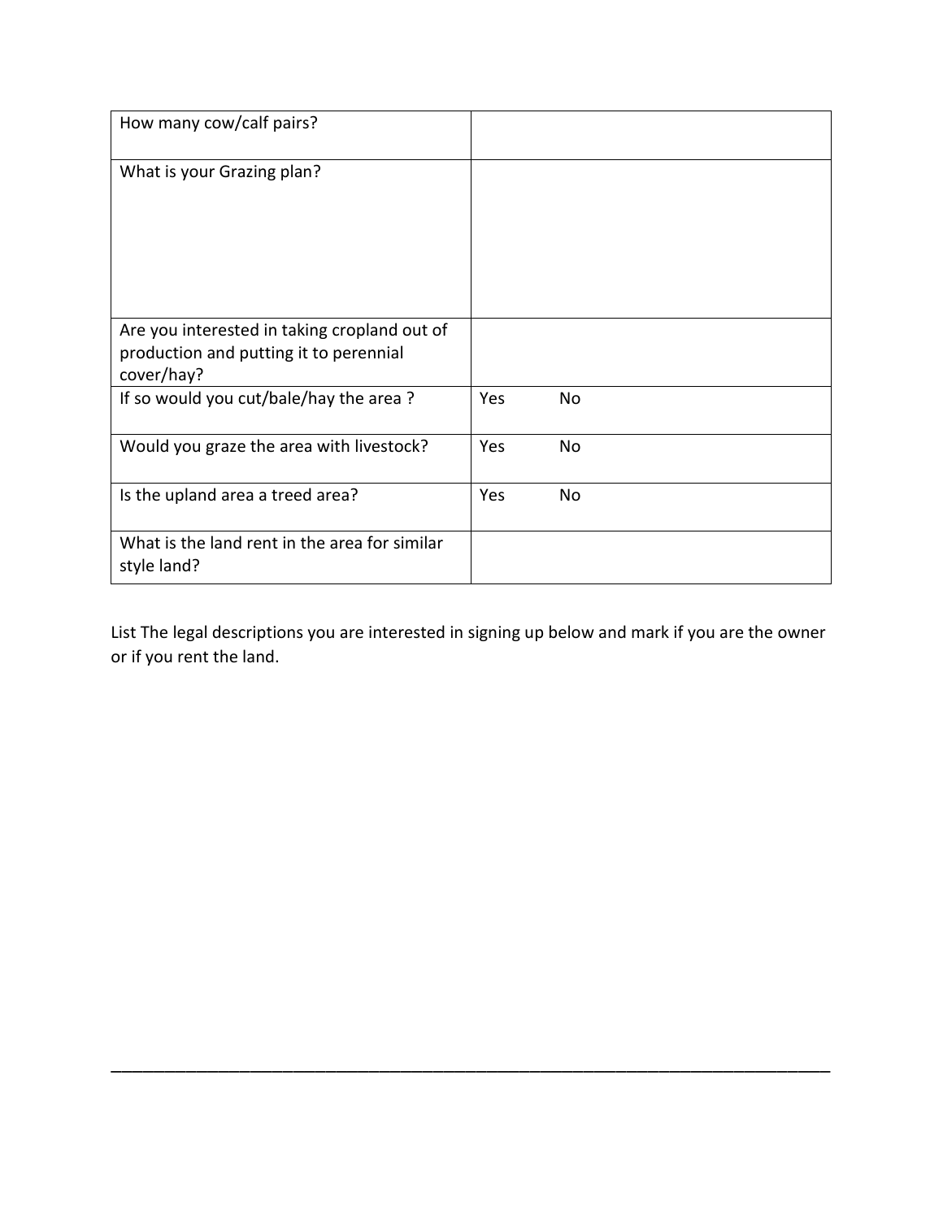| | |
|---|---|
| How many cow/calf pairs? | |
| What is your Grazing plan? | |
| Are you interested in taking cropland out of production and putting it to perennial cover/hay? | |
| If so would you cut/bale/hay the area ? | Yes No |
| Would you graze the area with livestock? | Yes No |
| Is the upland area a treed area? | Yes No |
| What is the land rent in the area for similar style land? | |

List The legal descriptions you are interested in signing up below and mark if you are the owner or if you rent the land.

___________________________________________________________________________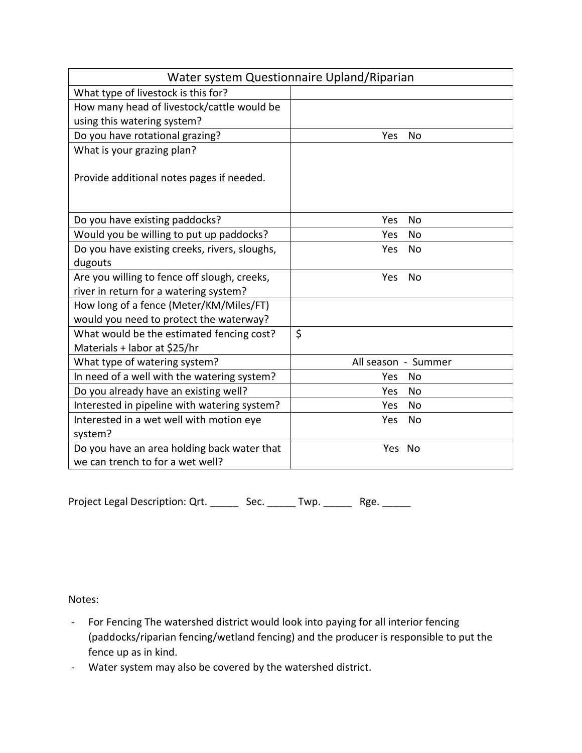| Water system Questionnaire Upland/Riparian | |
|---|---|
| What type of livestock is this for? | |
| How many head of livestock/cattle would be using this watering system? | |
| Do you have rotational grazing? | Yes No |
| What is your grazing plan?<br><br>Provide additional notes pages if needed. | |
| Do you have existing paddocks? | Yes No |
| Would you be willing to put up paddocks? | Yes No |
| Do you have existing creeks, rivers, sloughs, dugouts | Yes No |
| Are you willing to fence off slough, creeks, river in return for a watering system? | Yes No |
| How long of a fence (Meter/KM/Miles/FT) would you need to protect the waterway? | |
| What would be the estimated fencing cost? Materials + labor at $25/hr | $ |
| What type of watering system? | All season - Summer |
| In need of a well with the watering system? | Yes No |
| Do you already have an existing well? | Yes No |
| Interested in pipeline with watering system? | Yes No |
| Interested in a wet well with motion eye system? | Yes No |
| Do you have an area holding back water that we can trench to for a wet well? | Yes No |

Project Legal Description: Qrt. _____ Sec. _____ Twp. _____ Rge. _____

Notes:

- For Fencing The watershed district would look into paying for all interior fencing (paddocks/riparian fencing/wetland fencing) and the producer is responsible to put the fence up as in kind.
- Water system may also be covered by the watershed district.